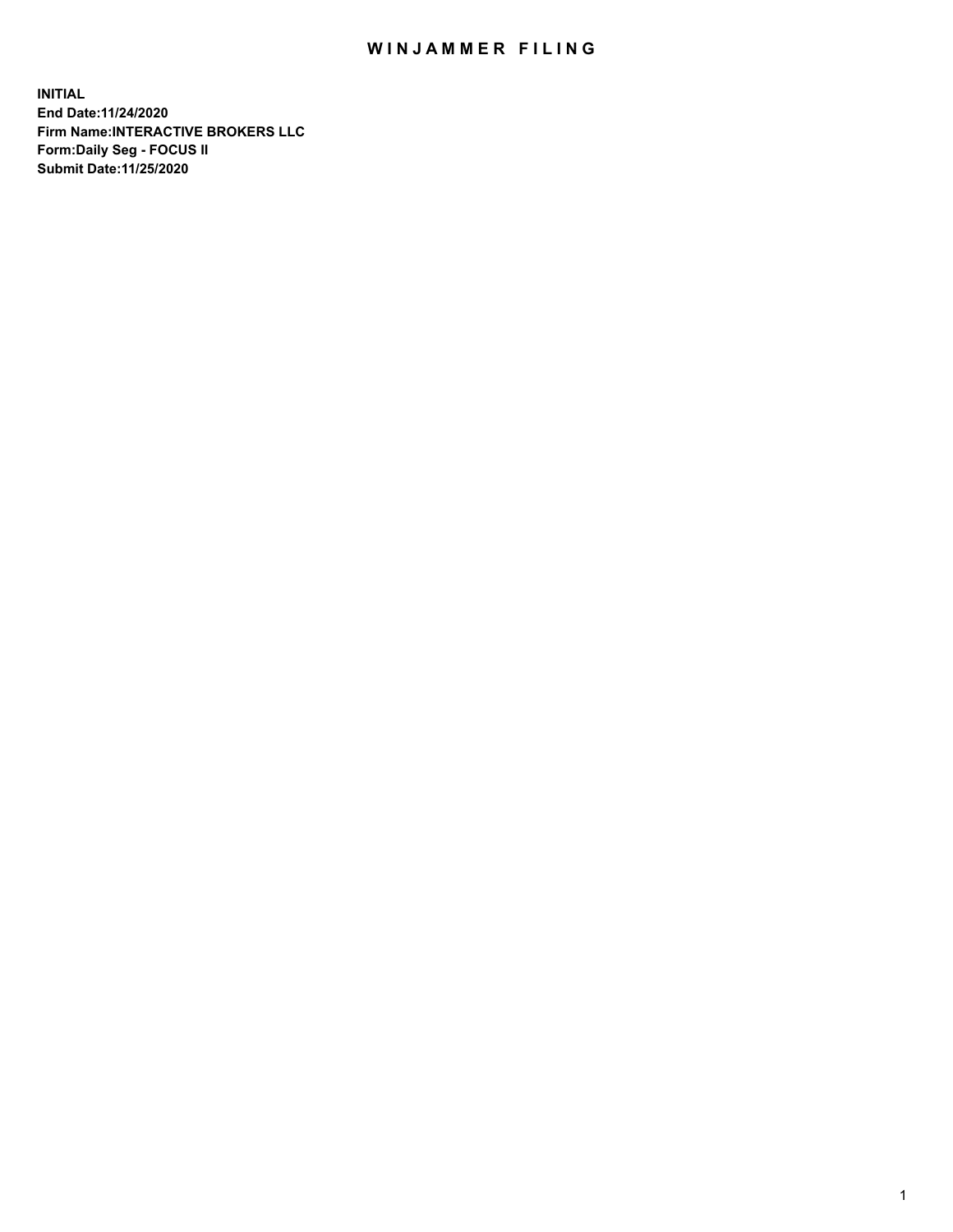# WINJAMMER FILING

**INITIAL**
**End Date:11/24/2020**
**Firm Name:INTERACTIVE BROKERS LLC**
**Form:Daily Seg - FOCUS II**
**Submit Date:11/25/2020**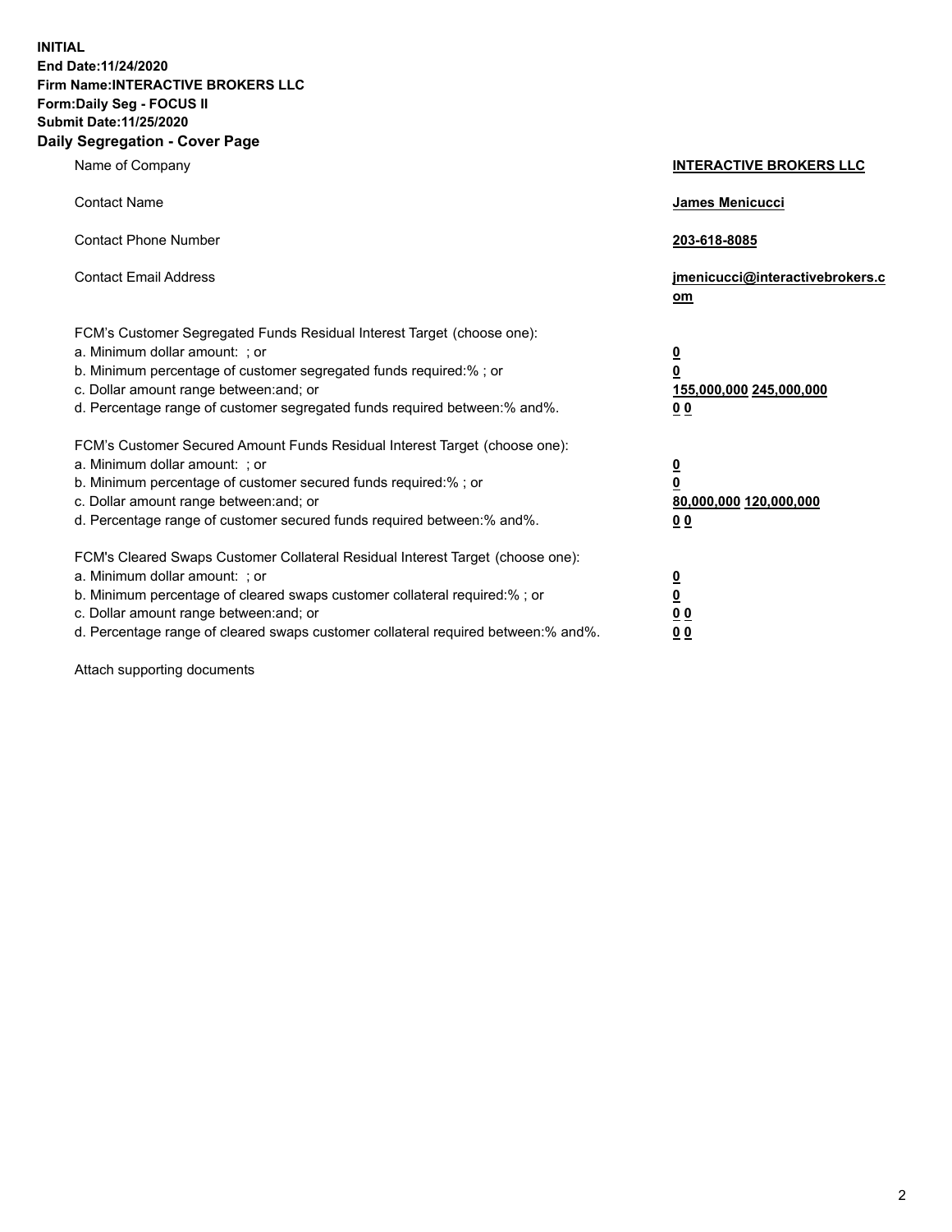**INITIAL**
**End Date:11/24/2020**
**Firm Name:INTERACTIVE BROKERS LLC**
**Form:Daily Seg - FOCUS II**
**Submit Date:11/25/2020**

## Daily Segregation - Cover Page

| | |
|---|---|
| Name of Company | **INTERACTIVE BROKERS LLC** |
| Contact Name | **James Menicucci** |
| Contact Phone Number | **203-618-8085** |
| Contact Email Address | **jmenicucci@interactivebrokers.com** |
| FCM's Customer Segregated Funds Residual Interest Target (choose one): | |
| a. Minimum dollar amount: ; or | **0** |
| b. Minimum percentage of customer segregated funds required:% ; or | **0** |
| c. Dollar amount range between:and; or | **155,000,000 245,000,000** |
| d. Percentage range of customer segregated funds required between:% and%. | **0 0** |
| FCM's Customer Secured Amount Funds Residual Interest Target (choose one): | |
| a. Minimum dollar amount: ; or | **0** |
| b. Minimum percentage of customer secured funds required:% ; or | **0** |
| c. Dollar amount range between:and; or | **80,000,000 120,000,000** |
| d. Percentage range of customer secured funds required between:% and%. | **0 0** |
| FCM's Cleared Swaps Customer Collateral Residual Interest Target (choose one): | |
| a. Minimum dollar amount: ; or | **0** |
| b. Minimum percentage of cleared swaps customer collateral required:% ; or | **0** |
| c. Dollar amount range between:and; or | **0 0** |
| d. Percentage range of cleared swaps customer collateral required between:% and%. | **0 0** |

Attach supporting documents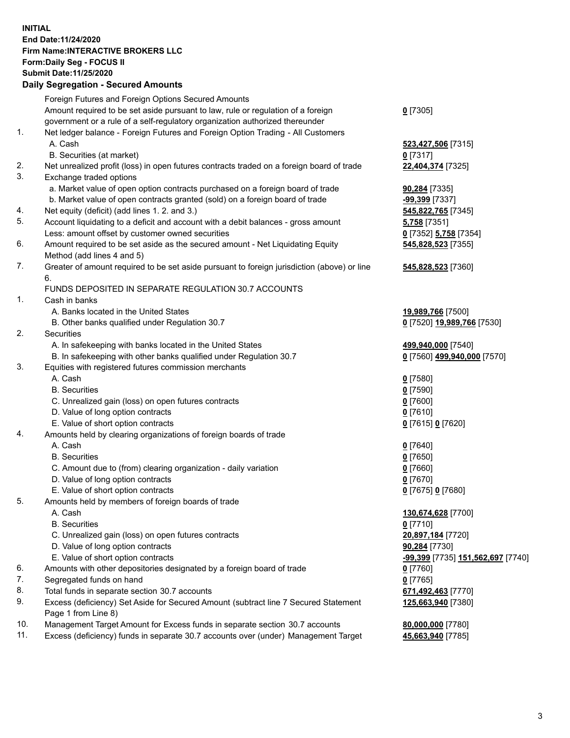**INITIAL**
**End Date:11/24/2020**
**Firm Name:INTERACTIVE BROKERS LLC**
**Form:Daily Seg - FOCUS II**
**Submit Date:11/25/2020**

## Daily Segregation - Secured Amounts

| | | |
|---|---|---|
| | Foreign Futures and Foreign Options Secured Amounts | |
| | Amount required to be set aside pursuant to law, rule or regulation of a foreign government or a rule of a self-regulatory organization authorized thereunder | **0** [7305] |
| 1. | Net ledger balance - Foreign Futures and Foreign Option Trading - All Customers | |
| | A. Cash | **523,427,506** [7315] |
| | B. Securities (at market) | **0** [7317] |
| 2. | Net unrealized profit (loss) in open futures contracts traded on a foreign board of trade | **22,404,374** [7325] |
| 3. | Exchange traded options | |
| | a. Market value of open option contracts purchased on a foreign board of trade | **90,284** [7335] |
| | b. Market value of open contracts granted (sold) on a foreign board of trade | **-99,399** [7337] |
| 4. | Net equity (deficit) (add lines 1. 2. and 3.) | **545,822,765** [7345] |
| 5. | Account liquidating to a deficit and account with a debit balances - gross amount | **5,758** [7351] |
| | Less: amount offset by customer owned securities | **0** [7352] **5,758** [7354] |
| 6. | Amount required to be set aside as the secured amount - Net Liquidating Equity Method (add lines 4 and 5) | **545,828,523** [7355] |
| 7. | Greater of amount required to be set aside pursuant to foreign jurisdiction (above) or line 6. | **545,828,523** [7360] |
| | FUNDS DEPOSITED IN SEPARATE REGULATION 30.7 ACCOUNTS | |
| 1. | Cash in banks | |
| | A. Banks located in the United States | **19,989,766** [7500] |
| | B. Other banks qualified under Regulation 30.7 | **0** [7520] **19,989,766** [7530] |
| 2. | Securities | |
| | A. In safekeeping with banks located in the United States | **499,940,000** [7540] |
| | B. In safekeeping with other banks qualified under Regulation 30.7 | **0** [7560] **499,940,000** [7570] |
| 3. | Equities with registered futures commission merchants | |
| | A. Cash | **0** [7580] |
| | B. Securities | **0** [7590] |
| | C. Unrealized gain (loss) on open futures contracts | **0** [7600] |
| | D. Value of long option contracts | **0** [7610] |
| | E. Value of short option contracts | **0** [7615] **0** [7620] |
| 4. | Amounts held by clearing organizations of foreign boards of trade | |
| | A. Cash | **0** [7640] |
| | B. Securities | **0** [7650] |
| | C. Amount due to (from) clearing organization - daily variation | **0** [7660] |
| | D. Value of long option contracts | **0** [7670] |
| | E. Value of short option contracts | **0** [7675] **0** [7680] |
| 5. | Amounts held by members of foreign boards of trade | |
| | A. Cash | **130,674,628** [7700] |
| | B. Securities | **0** [7710] |
| | C. Unrealized gain (loss) on open futures contracts | **20,897,184** [7720] |
| | D. Value of long option contracts | **90,284** [7730] |
| | E. Value of short option contracts | **-99,399** [7735] **151,562,697** [7740] |
| 6. | Amounts with other depositories designated by a foreign board of trade | **0** [7760] |
| 7. | Segregated funds on hand | **0** [7765] |
| 8. | Total funds in separate section 30.7 accounts | **671,492,463** [7770] |
| 9. | Excess (deficiency) Set Aside for Secured Amount (subtract line 7 Secured Statement Page 1 from Line 8) | **125,663,940** [7380] |
| 10. | Management Target Amount for Excess funds in separate section 30.7 accounts | **80,000,000** [7780] |
| 11. | Excess (deficiency) funds in separate 30.7 accounts over (under) Management Target | **45,663,940** [7785] |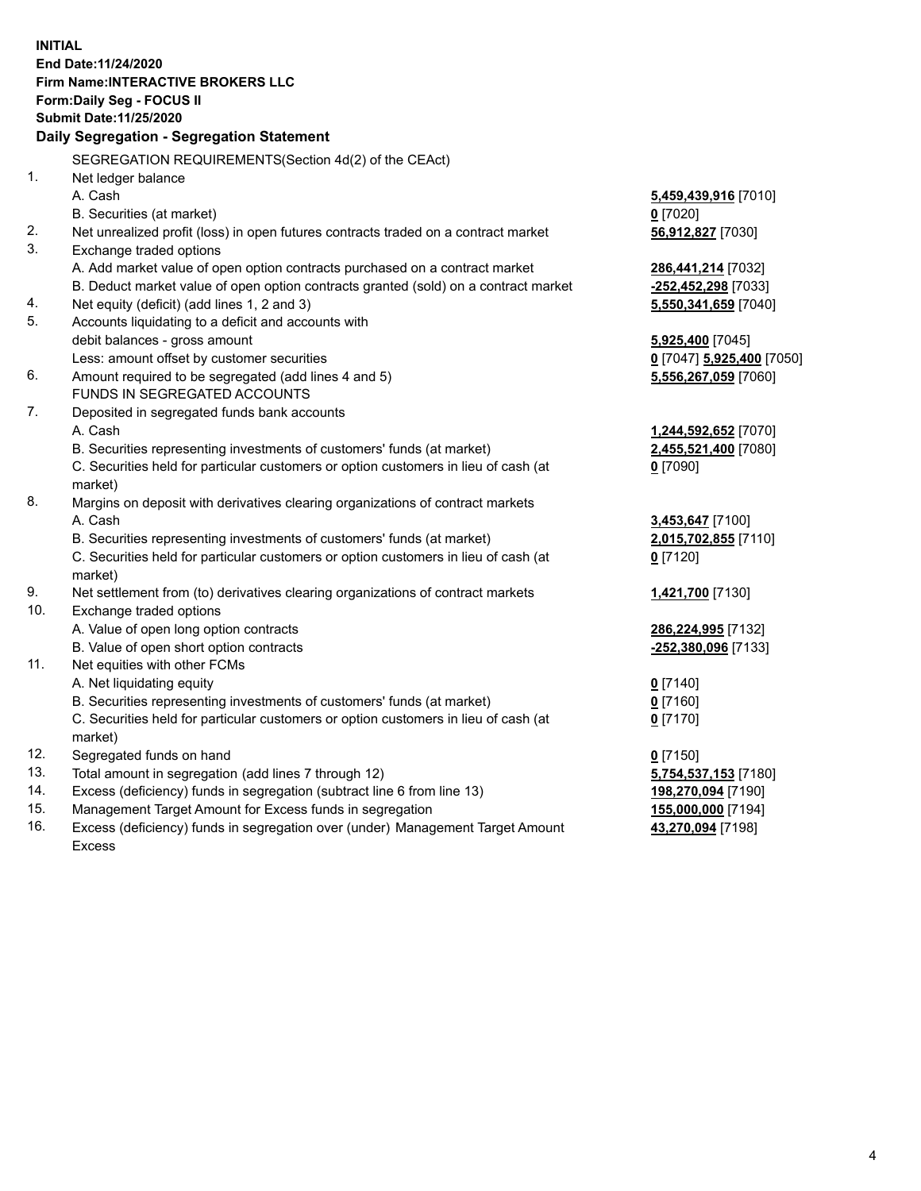**INITIAL**
**End Date:11/24/2020**
**Firm Name:INTERACTIVE BROKERS LLC**
**Form:Daily Seg - FOCUS II**
**Submit Date:11/25/2020**

### Daily Segregation - Segregation Statement

SEGREGATION REQUIREMENTS(Section 4d(2) of the CEAct)

| | | |
|---|---|---|
| 1. | Net ledger balance | |
| | A. Cash | **5,459,439,916** [7010] |
| | B. Securities (at market) | **0** [7020] |
| 2. | Net unrealized profit (loss) in open futures contracts traded on a contract market | **56,912,827** [7030] |
| 3. | Exchange traded options | |
| | A. Add market value of open option contracts purchased on a contract market | **286,441,214** [7032] |
| | B. Deduct market value of open option contracts granted (sold) on a contract market | **-252,452,298** [7033] |
| 4. | Net equity (deficit) (add lines 1, 2 and 3) | **5,550,341,659** [7040] |
| 5. | Accounts liquidating to a deficit and accounts with debit balances - gross amount | **5,925,400** [7045] |
| | Less: amount offset by customer securities | **0** [7047] **5,925,400** [7050] |
| 6. | Amount required to be segregated (add lines 4 and 5) | **5,556,267,059** [7060] |
| | FUNDS IN SEGREGATED ACCOUNTS | |
| 7. | Deposited in segregated funds bank accounts | |
| | A. Cash | **1,244,592,652** [7070] |
| | B. Securities representing investments of customers' funds (at market) | **2,455,521,400** [7080] |
| | C. Securities held for particular customers or option customers in lieu of cash (at market) | **0** [7090] |
| 8. | Margins on deposit with derivatives clearing organizations of contract markets | |
| | A. Cash | **3,453,647** [7100] |
| | B. Securities representing investments of customers' funds (at market) | **2,015,702,855** [7110] |
| | C. Securities held for particular customers or option customers in lieu of cash (at market) | **0** [7120] |
| 9. | Net settlement from (to) derivatives clearing organizations of contract markets | **1,421,700** [7130] |
| 10. | Exchange traded options | |
| | A. Value of open long option contracts | **286,224,995** [7132] |
| | B. Value of open short option contracts | **-252,380,096** [7133] |
| 11. | Net equities with other FCMs | |
| | A. Net liquidating equity | **0** [7140] |
| | B. Securities representing investments of customers' funds (at market) | **0** [7160] |
| | C. Securities held for particular customers or option customers in lieu of cash (at market) | **0** [7170] |
| 12. | Segregated funds on hand | **0** [7150] |
| 13. | Total amount in segregation (add lines 7 through 12) | **5,754,537,153** [7180] |
| 14. | Excess (deficiency) funds in segregation (subtract line 6 from line 13) | **198,270,094** [7190] |
| 15. | Management Target Amount for Excess funds in segregation | **155,000,000** [7194] |
| 16. | Excess (deficiency) funds in segregation over (under) Management Target Amount Excess | **43,270,094** [7198] |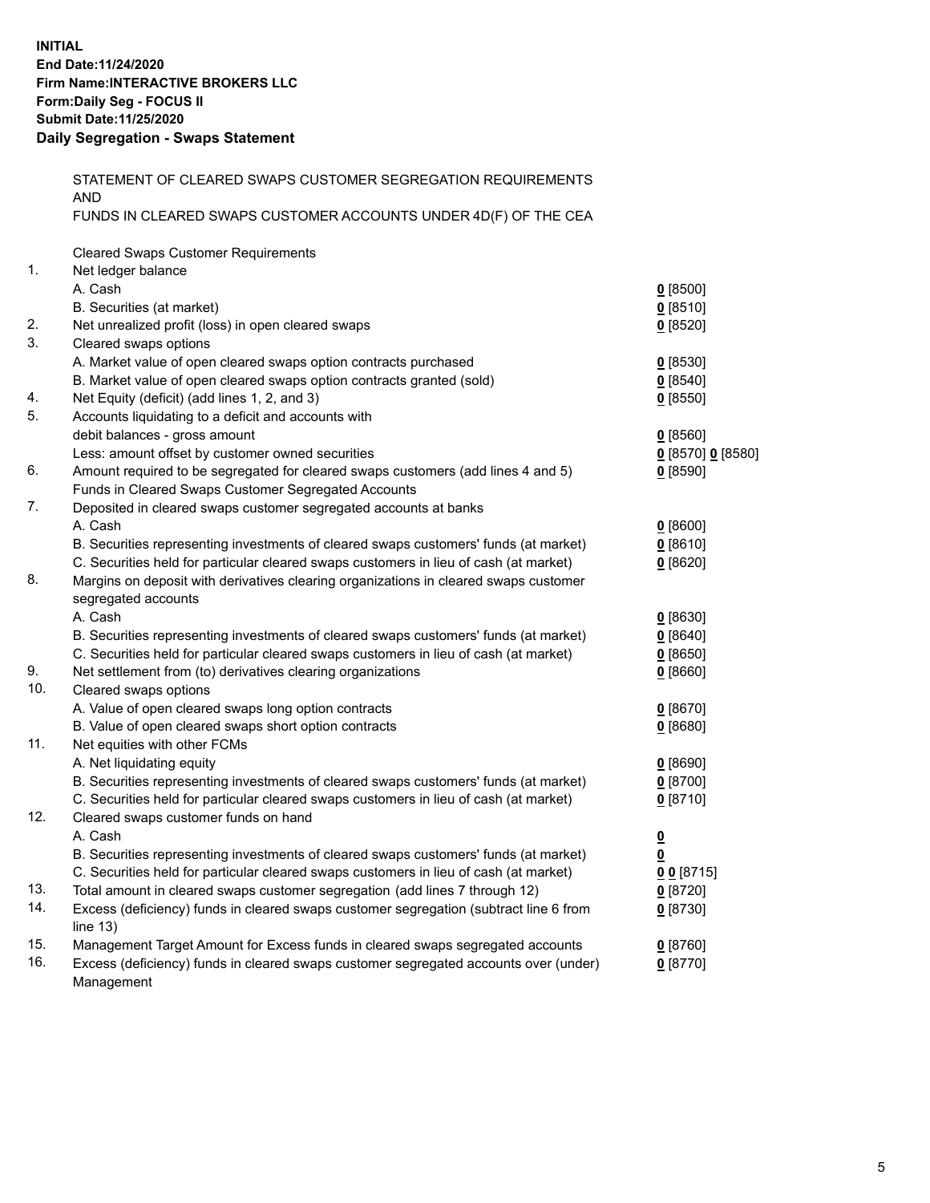**INITIAL**
**End Date:11/24/2020**
**Firm Name:INTERACTIVE BROKERS LLC**
**Form:Daily Seg - FOCUS II**
**Submit Date:11/25/2020**
**Daily Segregation - Swaps Statement**

STATEMENT OF CLEARED SWAPS CUSTOMER SEGREGATION REQUIREMENTS AND FUNDS IN CLEARED SWAPS CUSTOMER ACCOUNTS UNDER 4D(F) OF THE CEA

| | | |
|---|---|---|
| | Cleared Swaps Customer Requirements | |
| 1. | Net ledger balance | |
| | A. Cash | 0 [8500] |
| | B. Securities (at market) | 0 [8510] |
| 2. | Net unrealized profit (loss) in open cleared swaps | 0 [8520] |
| 3. | Cleared swaps options | |
| | A. Market value of open cleared swaps option contracts purchased | 0 [8530] |
| | B. Market value of open cleared swaps option contracts granted (sold) | 0 [8540] |
| 4. | Net Equity (deficit) (add lines 1, 2, and 3) | 0 [8550] |
| 5. | Accounts liquidating to a deficit and accounts with debit balances - gross amount | 0 [8560] |
| | Less: amount offset by customer owned securities | 0 [8570] 0 [8580] |
| 6. | Amount required to be segregated for cleared swaps customers (add lines 4 and 5) | 0 [8590] |
| | Funds in Cleared Swaps Customer Segregated Accounts | |
| 7. | Deposited in cleared swaps customer segregated accounts at banks | |
| | A. Cash | 0 [8600] |
| | B. Securities representing investments of cleared swaps customers' funds (at market) | 0 [8610] |
| | C. Securities held for particular cleared swaps customers in lieu of cash (at market) | 0 [8620] |
| 8. | Margins on deposit with derivatives clearing organizations in cleared swaps customer segregated accounts | |
| | A. Cash | 0 [8630] |
| | B. Securities representing investments of cleared swaps customers' funds (at market) | 0 [8640] |
| | C. Securities held for particular cleared swaps customers in lieu of cash (at market) | 0 [8650] |
| 9. | Net settlement from (to) derivatives clearing organizations | 0 [8660] |
| 10. | Cleared swaps options | |
| | A. Value of open cleared swaps long option contracts | 0 [8670] |
| | B. Value of open cleared swaps short option contracts | 0 [8680] |
| 11. | Net equities with other FCMs | |
| | A. Net liquidating equity | 0 [8690] |
| | B. Securities representing investments of cleared swaps customers' funds (at market) | 0 [8700] |
| | C. Securities held for particular cleared swaps customers in lieu of cash (at market) | 0 [8710] |
| 12. | Cleared swaps customer funds on hand | |
| | A. Cash | 0 |
| | B. Securities representing investments of cleared swaps customers' funds (at market) | 0 |
| | C. Securities held for particular cleared swaps customers in lieu of cash (at market) | 0 0 [8715] |
| 13. | Total amount in cleared swaps customer segregation (add lines 7 through 12) | 0 [8720] |
| 14. | Excess (deficiency) funds in cleared swaps customer segregation (subtract line 6 from line 13) | 0 [8730] |
| 15. | Management Target Amount for Excess funds in cleared swaps segregated accounts | 0 [8760] |
| 16. | Excess (deficiency) funds in cleared swaps customer segregated accounts over (under) Management | 0 [8770] |